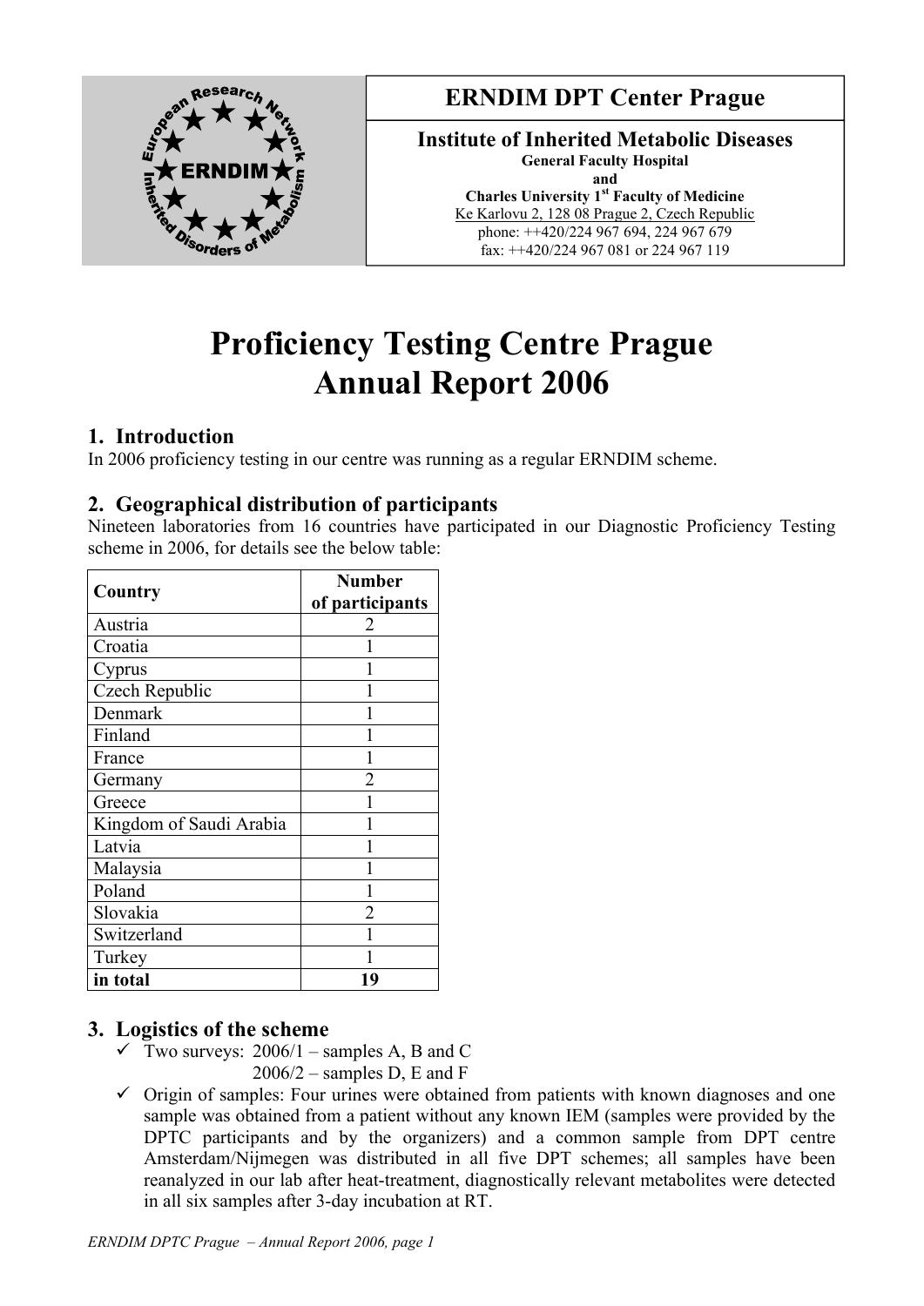ERNDIM DPT Center Prague

**Institute of Inherited Metabolic Diseases**
**General Faculty Hospital**
**and**
**Charles University 1st Faculty of Medicine**
Ke Karlovu 2, 128 08 Prague 2, Czech Republic
phone: ++420/224 967 694, 224 967 679
fax: ++420/224 967 081 or 224 967 119

# Proficiency Testing Centre Prague
# Annual Report 2006

## 1. Introduction

In 2006 proficiency testing in our centre was running as a regular ERNDIM scheme.

## 2. Geographical distribution of participants

Nineteen laboratories from 16 countries have participated in our Diagnostic Proficiency Testing scheme in 2006, for details see the below table:

| Country | Number of participants |
|---|---|
| Austria | 2 |
| Croatia | 1 |
| Cyprus | 1 |
| Czech Republic | 1 |
| Denmark | 1 |
| Finland | 1 |
| France | 1 |
| Germany | 2 |
| Greece | 1 |
| Kingdom of Saudi Arabia | 1 |
| Latvia | 1 |
| Malaysia | 1 |
| Poland | 1 |
| Slovakia | 2 |
| Switzerland | 1 |
| Turkey | 1 |
| **in total** | **19** |

## 3. Logistics of the scheme

- ✓ Two surveys: 2006/1 – samples A, B and C
  2006/2 – samples D, E and F
- ✓ Origin of samples: Four urines were obtained from patients with known diagnoses and one sample was obtained from a patient without any known IEM (samples were provided by the DPTC participants and by the organizers) and a common sample from DPT centre Amsterdam/Nijmegen was distributed in all five DPT schemes; all samples have been reanalyzed in our lab after heat-treatment, diagnostically relevant metabolites were detected in all six samples after 3-day incubation at RT.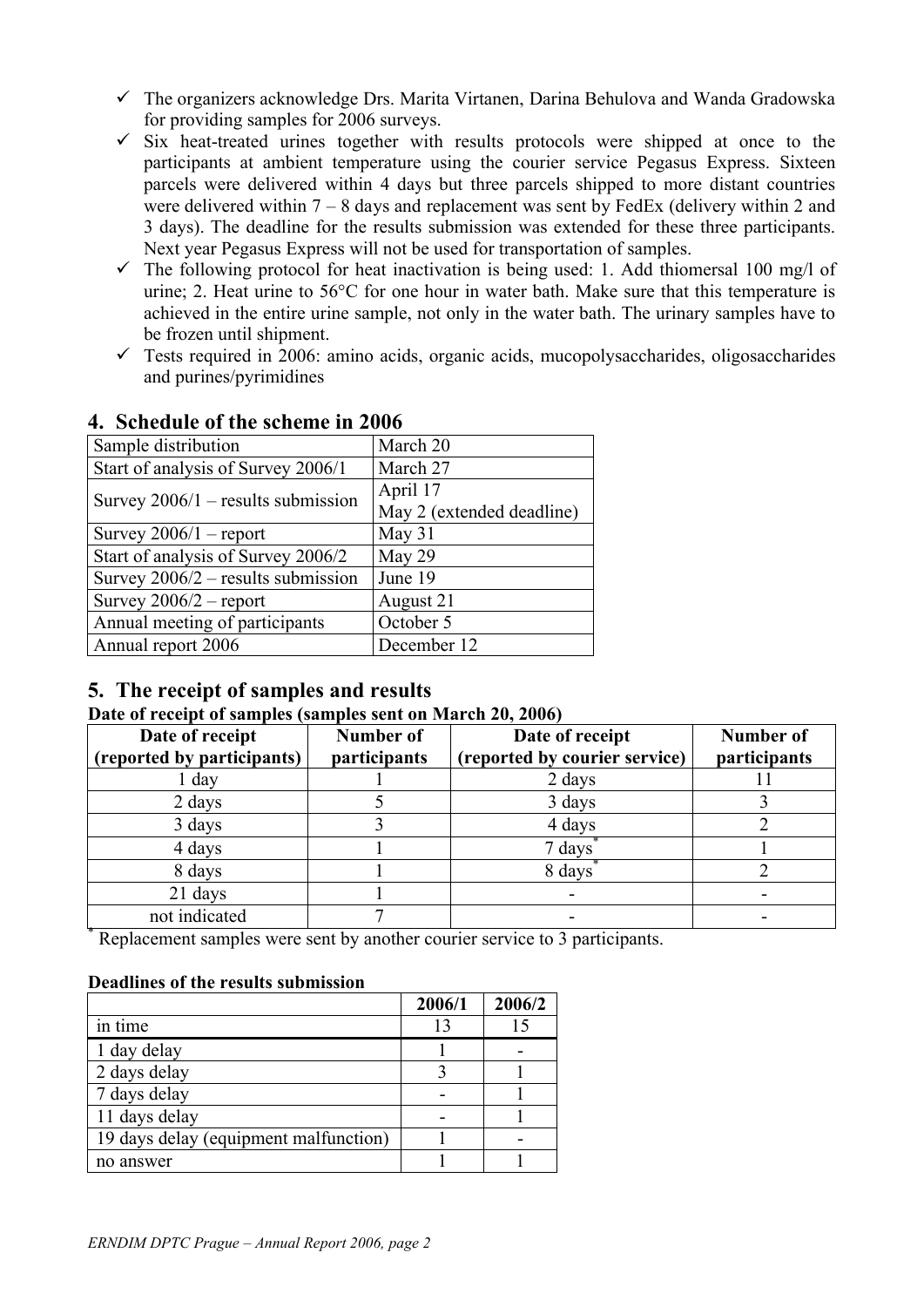- ✓ The organizers acknowledge Drs. Marita Virtanen, Darina Behulova and Wanda Gradowska for providing samples for 2006 surveys.
- ✓ Six heat-treated urines together with results protocols were shipped at once to the participants at ambient temperature using the courier service Pegasus Express. Sixteen parcels were delivered within 4 days but three parcels shipped to more distant countries were delivered within 7 – 8 days and replacement was sent by FedEx (delivery within 2 and 3 days). The deadline for the results submission was extended for these three participants. Next year Pegasus Express will not be used for transportation of samples.
- ✓ The following protocol for heat inactivation is being used: 1. Add thiomersal 100 mg/l of urine; 2. Heat urine to 56°C for one hour in water bath. Make sure that this temperature is achieved in the entire urine sample, not only in the water bath. The urinary samples have to be frozen until shipment.
- ✓ Tests required in 2006: amino acids, organic acids, mucopolysaccharides, oligosaccharides and purines/pyrimidines

## 4. Schedule of the scheme in 2006

| | |
|---|---|
| Sample distribution | March 20 |
| Start of analysis of Survey 2006/1 | March 27 |
| Survey 2006/1 – results submission | April 17<br>May 2 (extended deadline) |
| Survey 2006/1 – report | May 31 |
| Start of analysis of Survey 2006/2 | May 29 |
| Survey 2006/2 – results submission | June 19 |
| Survey 2006/2 – report | August 21 |
| Annual meeting of participants | October 5 |
| Annual report 2006 | December 12 |

## 5. The receipt of samples and results

**Date of receipt of samples (samples sent on March 20, 2006)**

| Date of receipt (reported by participants) | Number of participants | Date of receipt (reported by courier service) | Number of participants |
|---|---|---|---|
| 1 day | 1 | 2 days | 11 |
| 2 days | 5 | 3 days | 3 |
| 3 days | 3 | 4 days | 2 |
| 4 days | 1 | 7 days* | 1 |
| 8 days | 1 | 8 days* | 2 |
| 21 days | 1 | - | - |
| not indicated | 7 | - | - |

* Replacement samples were sent by another courier service to 3 participants.

**Deadlines of the results submission**

| | 2006/1 | 2006/2 |
|---|---|---|
| in time | 13 | 15 |
| 1 day delay | 1 | - |
| 2 days delay | 3 | 1 |
| 7 days delay | - | 1 |
| 11 days delay | - | 1 |
| 19 days delay (equipment malfunction) | 1 | - |
| no answer | 1 | 1 |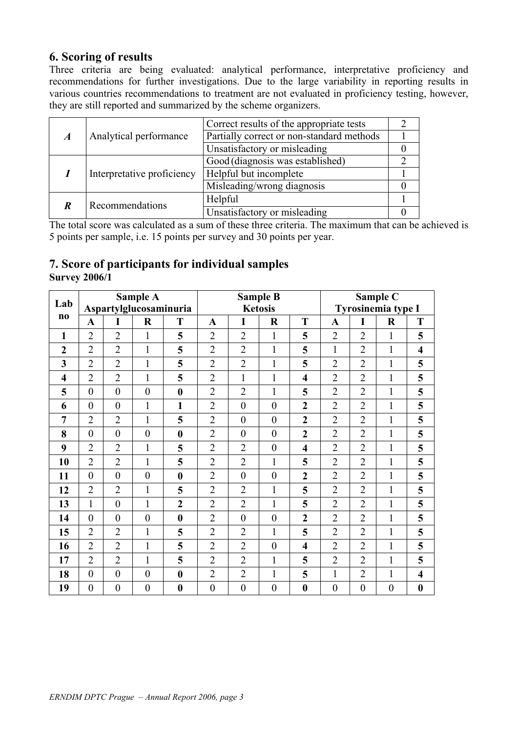## 6. Scoring of results

Three criteria are being evaluated: analytical performance, interpretative proficiency and recommendations for further investigations. Due to the large variability in reporting results in various countries recommendations to treatment are not evaluated in proficiency testing, however, they are still reported and summarized by the scheme organizers.

| | | | |
|---|---|---|---|
| ***A*** | Analytical performance | Correct results of the appropriate tests | 2 |
| | | Partially correct or non-standard methods | 1 |
| | | Unsatisfactory or misleading | 0 |
| ***I*** | Interpretative proficiency | Good (diagnosis was established) | 2 |
| | | Helpful but incomplete | 1 |
| | | Misleading/wrong diagnosis | 0 |
| ***R*** | Recommendations | Helpful | 1 |
| | | Unsatisfactory or misleading | 0 |

The total score was calculated as a sum of these three criteria. The maximum that can be achieved is 5 points per sample, i.e. 15 points per survey and 30 points per year.

## 7. Score of participants for individual samples

**Survey 2006/1**

| Lab no | Sample A Aspartylglucosaminuria | | | | Sample B Ketosis | | | | Sample C Tyrosinemia type I | | | |
|---|---|---|---|---|---|---|---|---|---|---|---|---|
| | **A** | **I** | **R** | **T** | **A** | **I** | **R** | **T** | **A** | **I** | **R** | **T** |
| **1** | 2 | 2 | 1 | **5** | 2 | 2 | 1 | **5** | 2 | 2 | 1 | **5** |
| **2** | 2 | 2 | 1 | **5** | 2 | 2 | 1 | **5** | 1 | 2 | 1 | **4** |
| **3** | 2 | 2 | 1 | **5** | 2 | 2 | 1 | **5** | 2 | 2 | 1 | **5** |
| **4** | 2 | 2 | 1 | **5** | 2 | 1 | 1 | **4** | 2 | 2 | 1 | **5** |
| **5** | 0 | 0 | 0 | **0** | 2 | 2 | 1 | **5** | 2 | 2 | 1 | **5** |
| **6** | 0 | 0 | 1 | **1** | 2 | 0 | 0 | **2** | 2 | 2 | 1 | **5** |
| **7** | 2 | 2 | 1 | **5** | 2 | 0 | 0 | **2** | 2 | 2 | 1 | **5** |
| **8** | 0 | 0 | 0 | **0** | 2 | 0 | 0 | **2** | 2 | 2 | 1 | **5** |
| **9** | 2 | 2 | 1 | **5** | 2 | 2 | 0 | **4** | 2 | 2 | 1 | **5** |
| **10** | 2 | 2 | 1 | **5** | 2 | 2 | 1 | **5** | 2 | 2 | 1 | **5** |
| **11** | 0 | 0 | 0 | **0** | 2 | 0 | 0 | **2** | 2 | 2 | 1 | **5** |
| **12** | 2 | 2 | 1 | **5** | 2 | 2 | 1 | **5** | 2 | 2 | 1 | **5** |
| **13** | 1 | 0 | 1 | **2** | 2 | 2 | 1 | **5** | 2 | 2 | 1 | **5** |
| **14** | 0 | 0 | 0 | **0** | 2 | 0 | 0 | **2** | 2 | 2 | 1 | **5** |
| **15** | 2 | 2 | 1 | **5** | 2 | 2 | 1 | **5** | 2 | 2 | 1 | **5** |
| **16** | 2 | 2 | 1 | **5** | 2 | 2 | 0 | **4** | 2 | 2 | 1 | **5** |
| **17** | 2 | 2 | 1 | **5** | 2 | 2 | 1 | **5** | 2 | 2 | 1 | **5** |
| **18** | 0 | 0 | 0 | **0** | 2 | 2 | 1 | **5** | 1 | 2 | 1 | **4** |
| **19** | 0 | 0 | 0 | **0** | 0 | 0 | 0 | **0** | 0 | 0 | 0 | **0** |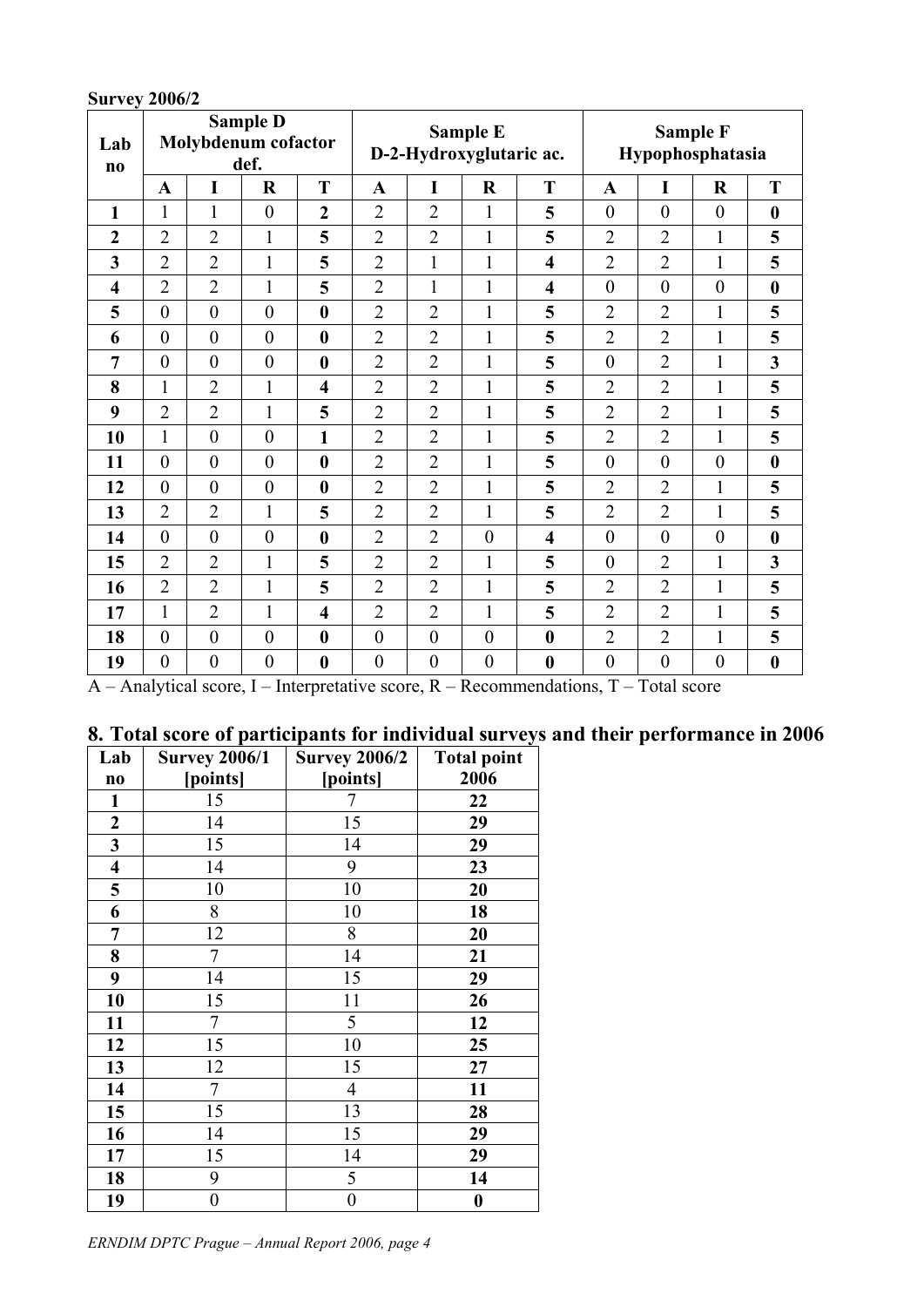**Survey 2006/2**

| Lab no | Sample D Molybdenum cofactor def. | | | | Sample E D-2-Hydroxyglutaric ac. | | | | Sample F Hypophosphatasia | | | |
|---|---|---|---|---|---|---|---|---|---|---|---|---|
| | **A** | **I** | **R** | **T** | **A** | **I** | **R** | **T** | **A** | **I** | **R** | **T** |
| **1** | 1 | 1 | 0 | **2** | 2 | 2 | 1 | **5** | 0 | 0 | 0 | **0** |
| **2** | 2 | 2 | 1 | **5** | 2 | 2 | 1 | **5** | 2 | 2 | 1 | **5** |
| **3** | 2 | 2 | 1 | **5** | 2 | 1 | 1 | **4** | 2 | 2 | 1 | **5** |
| **4** | 2 | 2 | 1 | **5** | 2 | 1 | 1 | **4** | 0 | 0 | 0 | **0** |
| **5** | 0 | 0 | 0 | **0** | 2 | 2 | 1 | **5** | 2 | 2 | 1 | **5** |
| **6** | 0 | 0 | 0 | **0** | 2 | 2 | 1 | **5** | 2 | 2 | 1 | **5** |
| **7** | 0 | 0 | 0 | **0** | 2 | 2 | 1 | **5** | 0 | 2 | 1 | **3** |
| **8** | 1 | 2 | 1 | **4** | 2 | 2 | 1 | **5** | 2 | 2 | 1 | **5** |
| **9** | 2 | 2 | 1 | **5** | 2 | 2 | 1 | **5** | 2 | 2 | 1 | **5** |
| **10** | 1 | 0 | 0 | **1** | 2 | 2 | 1 | **5** | 2 | 2 | 1 | **5** |
| **11** | 0 | 0 | 0 | **0** | 2 | 2 | 1 | **5** | 0 | 0 | 0 | **0** |
| **12** | 0 | 0 | 0 | **0** | 2 | 2 | 1 | **5** | 2 | 2 | 1 | **5** |
| **13** | 2 | 2 | 1 | **5** | 2 | 2 | 1 | **5** | 2 | 2 | 1 | **5** |
| **14** | 0 | 0 | 0 | **0** | 2 | 2 | 0 | **4** | 0 | 0 | 0 | **0** |
| **15** | 2 | 2 | 1 | **5** | 2 | 2 | 1 | **5** | 0 | 2 | 1 | **3** |
| **16** | 2 | 2 | 1 | **5** | 2 | 2 | 1 | **5** | 2 | 2 | 1 | **5** |
| **17** | 1 | 2 | 1 | **4** | 2 | 2 | 1 | **5** | 2 | 2 | 1 | **5** |
| **18** | 0 | 0 | 0 | **0** | 0 | 0 | 0 | **0** | 2 | 2 | 1 | **5** |
| **19** | 0 | 0 | 0 | **0** | 0 | 0 | 0 | **0** | 0 | 0 | 0 | **0** |

A – Analytical score, I – Interpretative score, R – Recommendations, T – Total score

## 8. Total score of participants for individual surveys and their performance in 2006

| Lab no | Survey 2006/1 [points] | Survey 2006/2 [points] | Total point 2006 |
|---|---|---|---|
| **1** | 15 | 7 | **22** |
| **2** | 14 | 15 | **29** |
| **3** | 15 | 14 | **29** |
| **4** | 14 | 9 | **23** |
| **5** | 10 | 10 | **20** |
| **6** | 8 | 10 | **18** |
| **7** | 12 | 8 | **20** |
| **8** | 7 | 14 | **21** |
| **9** | 14 | 15 | **29** |
| **10** | 15 | 11 | **26** |
| **11** | 7 | 5 | **12** |
| **12** | 15 | 10 | **25** |
| **13** | 12 | 15 | **27** |
| **14** | 7 | 4 | **11** |
| **15** | 15 | 13 | **28** |
| **16** | 14 | 15 | **29** |
| **17** | 15 | 14 | **29** |
| **18** | 9 | 5 | **14** |
| **19** | 0 | 0 | **0** |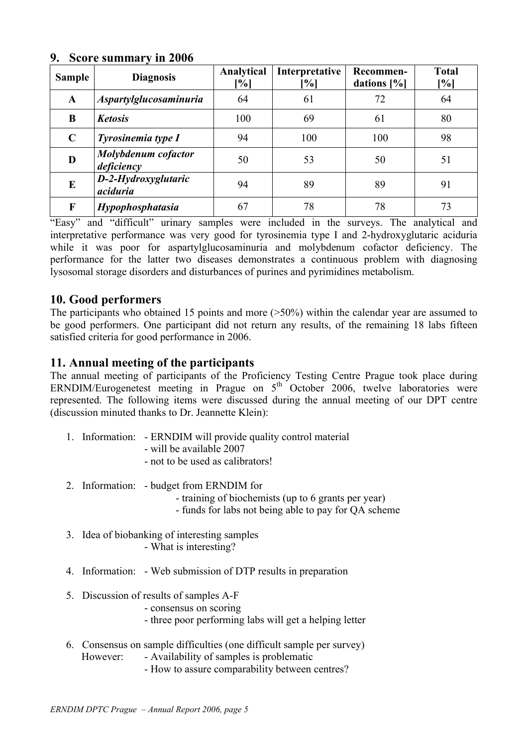## 9. Score summary in 2006

| Sample | Diagnosis | Analytical [%] | Interpretative [%] | Recommen-dations [%] | Total [%] |
|---|---|---|---|---|---|
| **A** | ***Aspartylglucosaminuria*** | 64 | 61 | 72 | 64 |
| **B** | ***Ketosis*** | 100 | 69 | 61 | 80 |
| **C** | ***Tyrosinemia type I*** | 94 | 100 | 100 | 98 |
| **D** | ***Molybdenum cofactor deficiency*** | 50 | 53 | 50 | 51 |
| **E** | ***D-2-Hydroxyglutaric aciduria*** | 94 | 89 | 89 | 91 |
| **F** | ***Hypophosphatasia*** | 67 | 78 | 78 | 73 |

"Easy" and "difficult" urinary samples were included in the surveys. The analytical and interpretative performance was very good for tyrosinemia type I and 2-hydroxyglutaric aciduria while it was poor for aspartylglucosaminuria and molybdenum cofactor deficiency. The performance for the latter two diseases demonstrates a continuous problem with diagnosing lysosomal storage disorders and disturbances of purines and pyrimidines metabolism.

## 10. Good performers

The participants who obtained 15 points and more (>50%) within the calendar year are assumed to be good performers. One participant did not return any results, of the remaining 18 labs fifteen satisfied criteria for good performance in 2006.

## 11. Annual meeting of the participants

The annual meeting of participants of the Proficiency Testing Centre Prague took place during ERNDIM/Eurogenetest meeting in Prague on 5th October 2006, twelve laboratories were represented. The following items were discussed during the annual meeting of our DPT centre (discussion minuted thanks to Dr. Jeannette Klein):

1. Information: - ERNDIM will provide quality control material
   - will be available 2007
   - not to be used as calibrators!

2. Information: - budget from ERNDIM for
   - training of biochemists (up to 6 grants per year)
   - funds for labs not being able to pay for QA scheme

3. Idea of biobanking of interesting samples
   - What is interesting?

4. Information: - Web submission of DTP results in preparation

5. Discussion of results of samples A-F
   - consensus on scoring
   - three poor performing labs will get a helping letter

6. Consensus on sample difficulties (one difficult sample per survey)
   However: - Availability of samples is problematic
   - How to assure comparability between centres?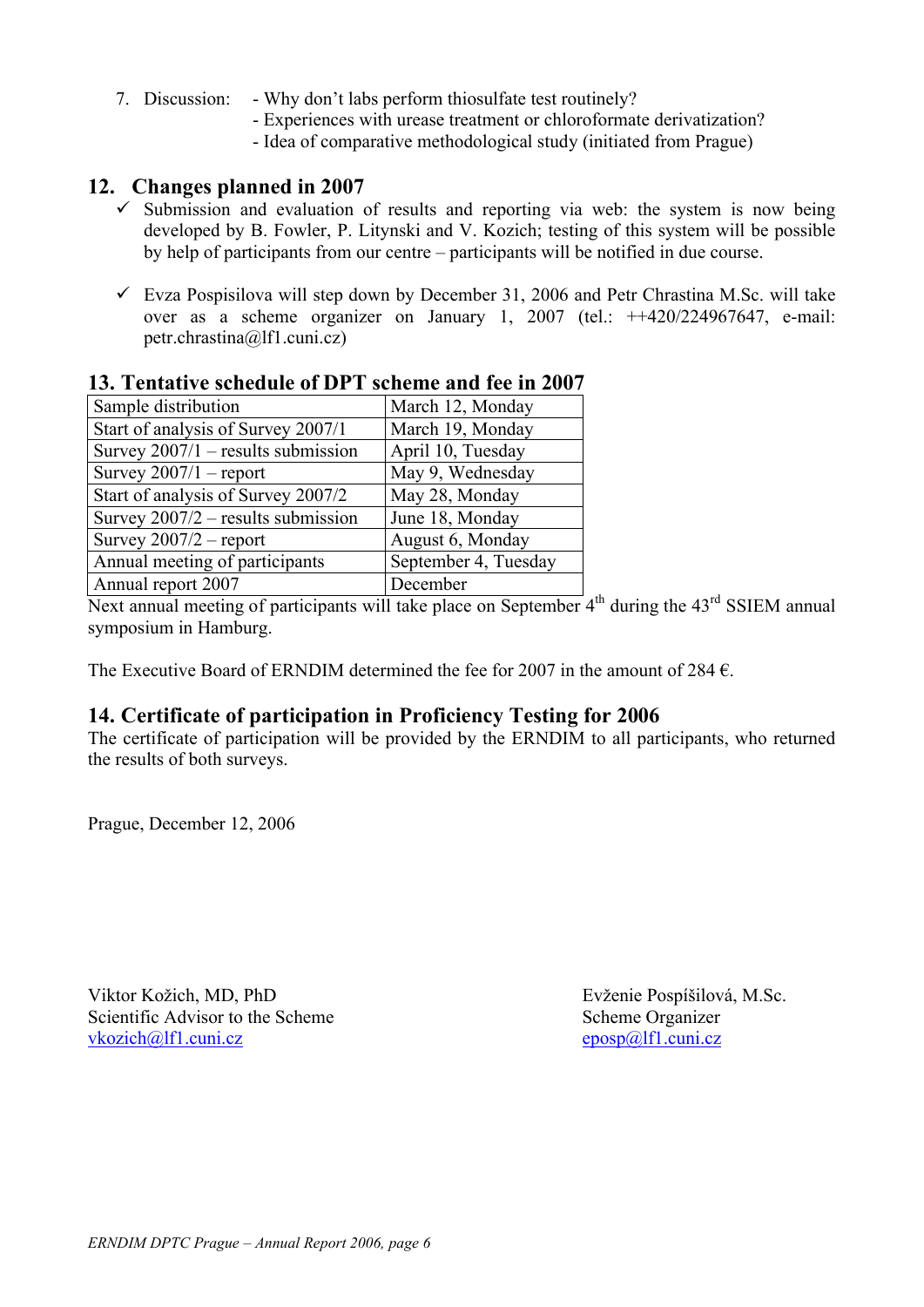7. Discussion:
   - Why don't labs perform thiosulfate test routinely?
   - Experiences with urease treatment or chloroformate derivatization?
   - Idea of comparative methodological study (initiated from Prague)

## 12. Changes planned in 2007

- ✓ Submission and evaluation of results and reporting via web: the system is now being developed by B. Fowler, P. Litynski and V. Kozich; testing of this system will be possible by help of participants from our centre – participants will be notified in due course.

- ✓ Evza Pospisilova will step down by December 31, 2006 and Petr Chrastina M.Sc. will take over as a scheme organizer on January 1, 2007 (tel.: ++420/224967647, e-mail: petr.chrastina@lf1.cuni.cz)

## 13. Tentative schedule of DPT scheme and fee in 2007

| | |
|---|---|
| Sample distribution | March 12, Monday |
| Start of analysis of Survey 2007/1 | March 19, Monday |
| Survey 2007/1 – results submission | April 10, Tuesday |
| Survey 2007/1 – report | May 9, Wednesday |
| Start of analysis of Survey 2007/2 | May 28, Monday |
| Survey 2007/2 – results submission | June 18, Monday |
| Survey 2007/2 – report | August 6, Monday |
| Annual meeting of participants | September 4, Tuesday |
| Annual report 2007 | December |

Next annual meeting of participants will take place on September 4th during the 43rd SSIEM annual symposium in Hamburg.

The Executive Board of ERNDIM determined the fee for 2007 in the amount of 284 €.

## 14. Certificate of participation in Proficiency Testing for 2006

The certificate of participation will be provided by the ERNDIM to all participants, who returned the results of both surveys.

Prague, December 12, 2006

Viktor Kožich, MD, PhD
Scientific Advisor to the Scheme
vkozich@lf1.cuni.cz

Evženie Pospíšilová, M.Sc.
Scheme Organizer
eposp@lf1.cuni.cz